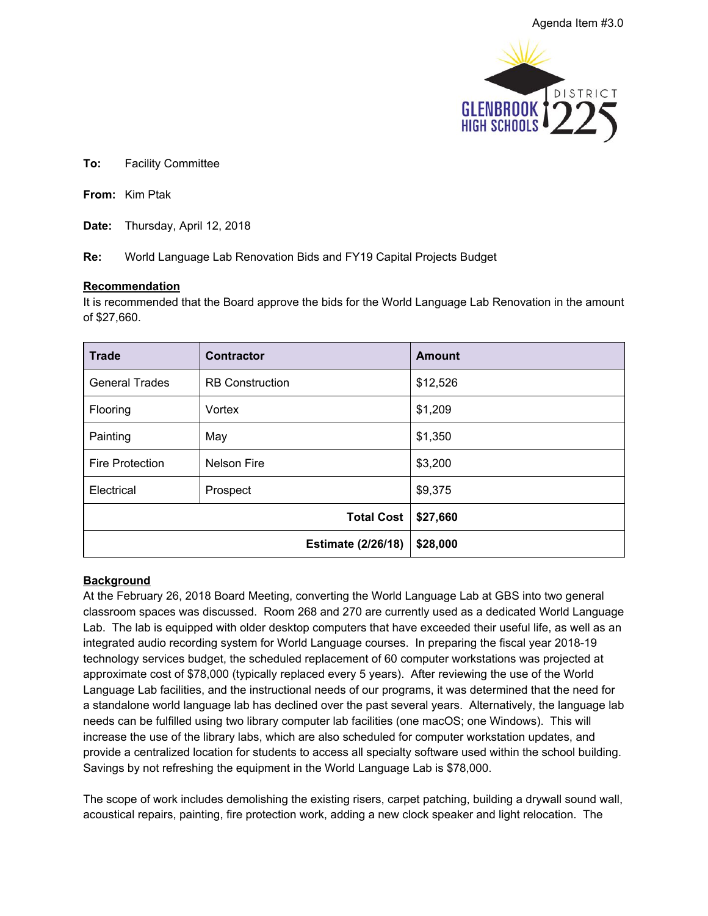Agenda Item #3.0

GLENBROOK HIGH SCHOOLS DISTRICT 225

**To:** Facility Committee

**From:** Kim Ptak

**Date:** Thursday, April 12, 2018

**Re:** World Language Lab Renovation Bids and FY19 Capital Projects Budget

## Recommendation

It is recommended that the Board approve the bids for the World Language Lab Renovation in the amount of $27,660.

| Trade | Contractor | Amount |
|---|---|---|
| General Trades | RB Construction | $12,526 |
| Flooring | Vortex | $1,209 |
| Painting | May | $1,350 |
| Fire Protection | Nelson Fire | $3,200 |
| Electrical | Prospect | $9,375 |
| | **Total Cost** | **$27,660** |
| | **Estimate (2/26/18)** | **$28,000** |

## Background

At the February 26, 2018 Board Meeting, converting the World Language Lab at GBS into two general classroom spaces was discussed. Room 268 and 270 are currently used as a dedicated World Language Lab. The lab is equipped with older desktop computers that have exceeded their useful life, as well as an integrated audio recording system for World Language courses. In preparing the fiscal year 2018-19 technology services budget, the scheduled replacement of 60 computer workstations was projected at approximate cost of $78,000 (typically replaced every 5 years). After reviewing the use of the World Language Lab facilities, and the instructional needs of our programs, it was determined that the need for a standalone world language lab has declined over the past several years. Alternatively, the language lab needs can be fulfilled using two library computer lab facilities (one macOS; one Windows). This will increase the use of the library labs, which are also scheduled for computer workstation updates, and provide a centralized location for students to access all specialty software used within the school building. Savings by not refreshing the equipment in the World Language Lab is $78,000.

The scope of work includes demolishing the existing risers, carpet patching, building a drywall sound wall, acoustical repairs, painting, fire protection work, adding a new clock speaker and light relocation. The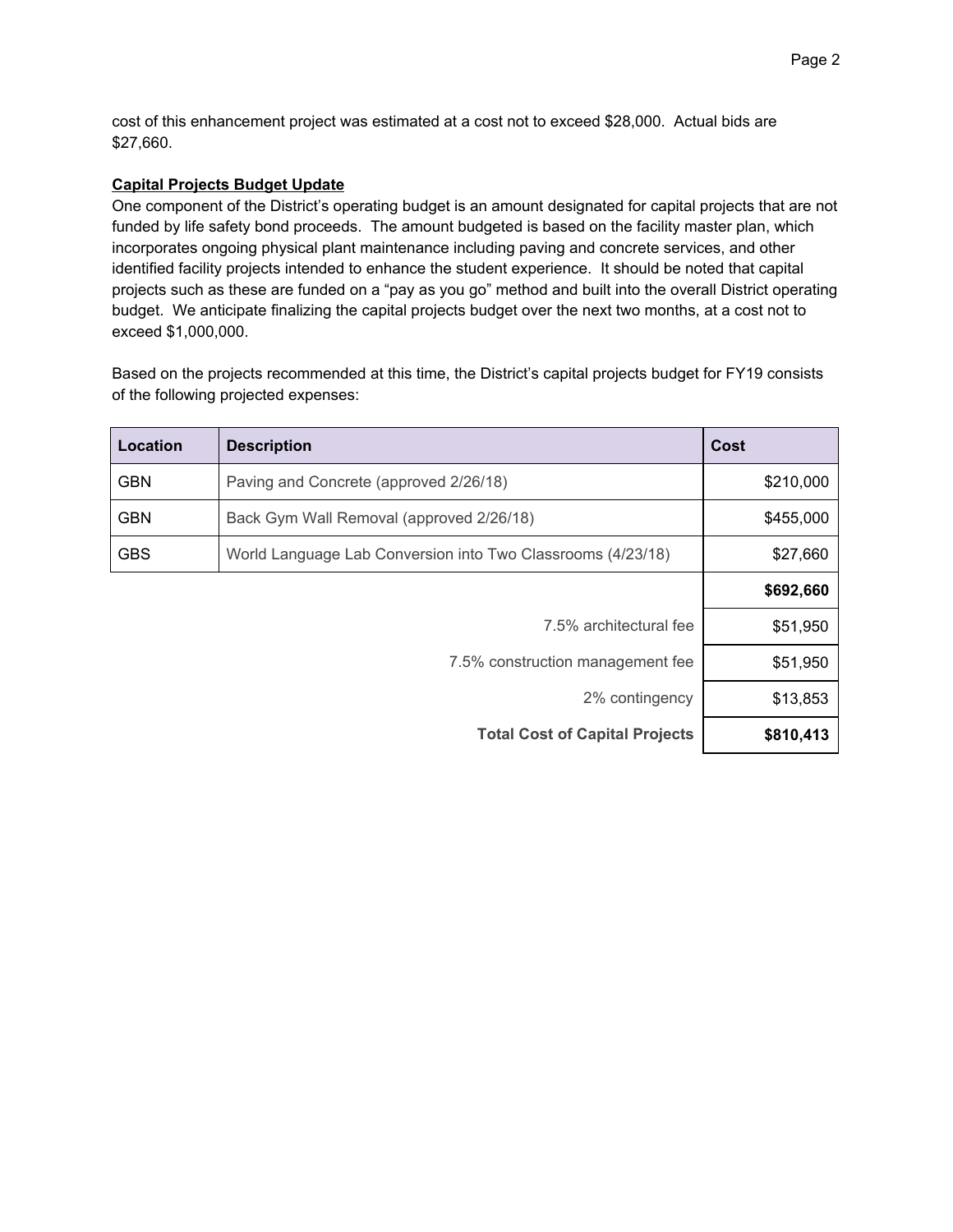cost of this enhancement project was estimated at a cost not to exceed $28,000. Actual bids are $27,660.

**Capital Projects Budget Update**

One component of the District's operating budget is an amount designated for capital projects that are not funded by life safety bond proceeds. The amount budgeted is based on the facility master plan, which incorporates ongoing physical plant maintenance including paving and concrete services, and other identified facility projects intended to enhance the student experience. It should be noted that capital projects such as these are funded on a "pay as you go" method and built into the overall District operating budget. We anticipate finalizing the capital projects budget over the next two months, at a cost not to exceed $1,000,000.

Based on the projects recommended at this time, the District's capital projects budget for FY19 consists of the following projected expenses:

| Location | Description | Cost |
|---|---|---|
| GBN | Paving and Concrete (approved 2/26/18) | $210,000 |
| GBN | Back Gym Wall Removal (approved 2/26/18) | $455,000 |
| GBS | World Language Lab Conversion into Two Classrooms (4/23/18) | $27,660 |
| | | **$692,660** |
| | 7.5% architectural fee | $51,950 |
| | 7.5% construction management fee | $51,950 |
| | 2% contingency | $13,853 |
| | **Total Cost of Capital Projects** | **$810,413** |